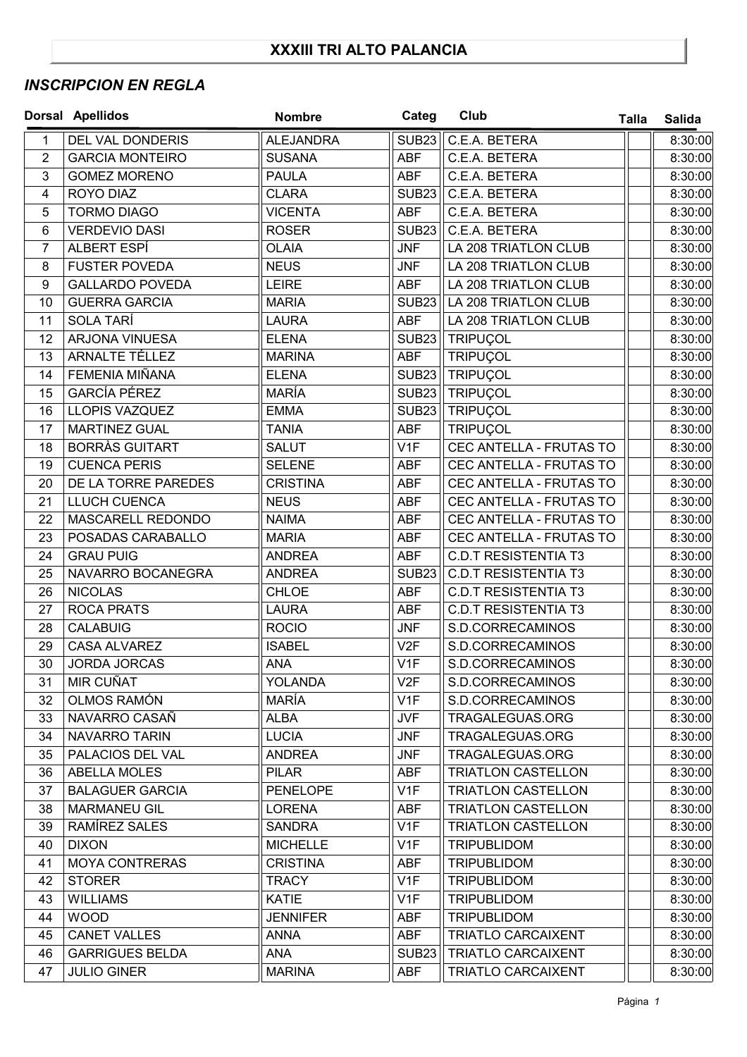# XXXIII TRI ALTO PALANCIA

## *INSCRIPCION EN REGLA*

| Dorsal | Apellidos | Nombre | Categ | Club | Talla | Salida |
|---|---|---|---|---|---|---|
| 1 | DEL VAL DONDERIS | ALEJANDRA | SUB23 | C.E.A. BETERA | | 8:30:00 |
| 2 | GARCIA MONTEIRO | SUSANA | ABF | C.E.A. BETERA | | 8:30:00 |
| 3 | GOMEZ MORENO | PAULA | ABF | C.E.A. BETERA | | 8:30:00 |
| 4 | ROYO DIAZ | CLARA | SUB23 | C.E.A. BETERA | | 8:30:00 |
| 5 | TORMO DIAGO | VICENTA | ABF | C.E.A. BETERA | | 8:30:00 |
| 6 | VERDEVIO DASI | ROSER | SUB23 | C.E.A. BETERA | | 8:30:00 |
| 7 | ALBERT ESPÍ | OLAIA | JNF | LA 208 TRIATLON CLUB | | 8:30:00 |
| 8 | FUSTER POVEDA | NEUS | JNF | LA 208 TRIATLON CLUB | | 8:30:00 |
| 9 | GALLARDO POVEDA | LEIRE | ABF | LA 208 TRIATLON CLUB | | 8:30:00 |
| 10 | GUERRA GARCIA | MARIA | SUB23 | LA 208 TRIATLON CLUB | | 8:30:00 |
| 11 | SOLA TARÍ | LAURA | ABF | LA 208 TRIATLON CLUB | | 8:30:00 |
| 12 | ARJONA VINUESA | ELENA | SUB23 | TRIPUÇOL | | 8:30:00 |
| 13 | ARNALTE TÉLLEZ | MARINA | ABF | TRIPUÇOL | | 8:30:00 |
| 14 | FEMENIA MIÑANA | ELENA | SUB23 | TRIPUÇOL | | 8:30:00 |
| 15 | GARCÍA PÉREZ | MARÍA | SUB23 | TRIPUÇOL | | 8:30:00 |
| 16 | LLOPIS VAZQUEZ | EMMA | SUB23 | TRIPUÇOL | | 8:30:00 |
| 17 | MARTINEZ GUAL | TANIA | ABF | TRIPUÇOL | | 8:30:00 |
| 18 | BORRÀS GUITART | SALUT | V1F | CEC ANTELLA - FRUTAS TO | | 8:30:00 |
| 19 | CUENCA PERIS | SELENE | ABF | CEC ANTELLA - FRUTAS TO | | 8:30:00 |
| 20 | DE LA TORRE PAREDES | CRISTINA | ABF | CEC ANTELLA - FRUTAS TO | | 8:30:00 |
| 21 | LLUCH CUENCA | NEUS | ABF | CEC ANTELLA - FRUTAS TO | | 8:30:00 |
| 22 | MASCARELL REDONDO | NAIMA | ABF | CEC ANTELLA - FRUTAS TO | | 8:30:00 |
| 23 | POSADAS CARABALLO | MARIA | ABF | CEC ANTELLA - FRUTAS TO | | 8:30:00 |
| 24 | GRAU PUIG | ANDREA | ABF | C.D.T RESISTENTIA T3 | | 8:30:00 |
| 25 | NAVARRO BOCANEGRA | ANDREA | SUB23 | C.D.T RESISTENTIA T3 | | 8:30:00 |
| 26 | NICOLAS | CHLOE | ABF | C.D.T RESISTENTIA T3 | | 8:30:00 |
| 27 | ROCA PRATS | LAURA | ABF | C.D.T RESISTENTIA T3 | | 8:30:00 |
| 28 | CALABUIG | ROCIO | JNF | S.D.CORRECAMINOS | | 8:30:00 |
| 29 | CASA ALVAREZ | ISABEL | V2F | S.D.CORRECAMINOS | | 8:30:00 |
| 30 | JORDA JORCAS | ANA | V1F | S.D.CORRECAMINOS | | 8:30:00 |
| 31 | MIR CUÑAT | YOLANDA | V2F | S.D.CORRECAMINOS | | 8:30:00 |
| 32 | OLMOS RAMÓN | MARÍA | V1F | S.D.CORRECAMINOS | | 8:30:00 |
| 33 | NAVARRO CASAÑ | ALBA | JVF | TRAGALEGUAS.ORG | | 8:30:00 |
| 34 | NAVARRO TARIN | LUCIA | JNF | TRAGALEGUAS.ORG | | 8:30:00 |
| 35 | PALACIOS DEL VAL | ANDREA | JNF | TRAGALEGUAS.ORG | | 8:30:00 |
| 36 | ABELLA MOLES | PILAR | ABF | TRIATLON CASTELLON | | 8:30:00 |
| 37 | BALAGUER GARCIA | PENELOPE | V1F | TRIATLON CASTELLON | | 8:30:00 |
| 38 | MARMANEU GIL | LORENA | ABF | TRIATLON CASTELLON | | 8:30:00 |
| 39 | RAMÍREZ SALES | SANDRA | V1F | TRIATLON CASTELLON | | 8:30:00 |
| 40 | DIXON | MICHELLE | V1F | TRIPUBLIDOM | | 8:30:00 |
| 41 | MOYA CONTRERAS | CRISTINA | ABF | TRIPUBLIDOM | | 8:30:00 |
| 42 | STORER | TRACY | V1F | TRIPUBLIDOM | | 8:30:00 |
| 43 | WILLIAMS | KATIE | V1F | TRIPUBLIDOM | | 8:30:00 |
| 44 | WOOD | JENNIFER | ABF | TRIPUBLIDOM | | 8:30:00 |
| 45 | CANET VALLES | ANNA | ABF | TRIATLO CARCAIXENT | | 8:30:00 |
| 46 | GARRIGUES BELDA | ANA | SUB23 | TRIATLO CARCAIXENT | | 8:30:00 |
| 47 | JULIO GINER | MARINA | ABF | TRIATLO CARCAIXENT | | 8:30:00 |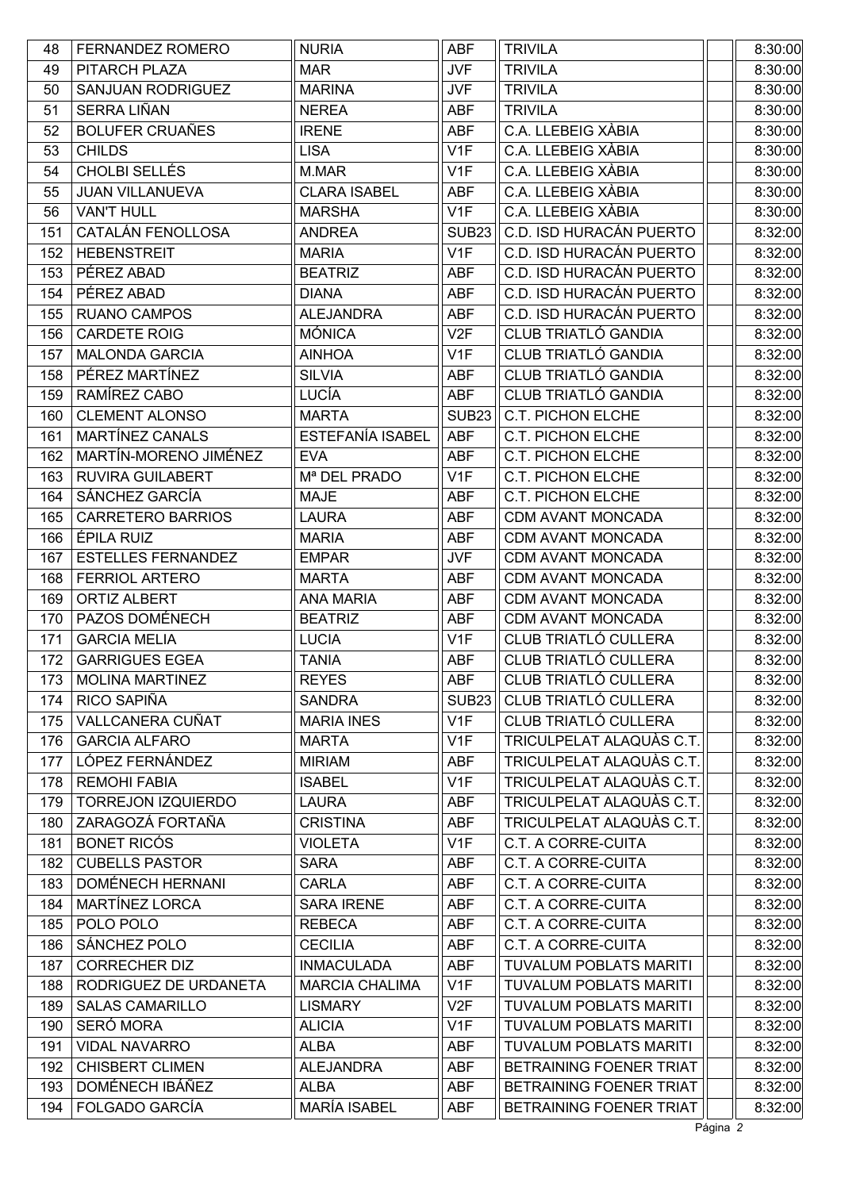| | | | | | | |
|---|---|---|---|---|---|---|
| 48 | FERNANDEZ ROMERO | NURIA | ABF | TRIVILA | | 8:30:00 |
| 49 | PITARCH PLAZA | MAR | JVF | TRIVILA | | 8:30:00 |
| 50 | SANJUAN RODRIGUEZ | MARINA | JVF | TRIVILA | | 8:30:00 |
| 51 | SERRA LIÑAN | NEREA | ABF | TRIVILA | | 8:30:00 |
| 52 | BOLUFER CRUAÑES | IRENE | ABF | C.A. LLEBEIG XÀBIA | | 8:30:00 |
| 53 | CHILDS | LISA | V1F | C.A. LLEBEIG XÀBIA | | 8:30:00 |
| 54 | CHOLBI SELLÉS | M.MAR | V1F | C.A. LLEBEIG XÀBIA | | 8:30:00 |
| 55 | JUAN VILLANUEVA | CLARA ISABEL | ABF | C.A. LLEBEIG XÀBIA | | 8:30:00 |
| 56 | VAN'T HULL | MARSHA | V1F | C.A. LLEBEIG XÀBIA | | 8:30:00 |
| 151 | CATALÁN FENOLLOSA | ANDREA | SUB23 | C.D. ISD HURACÁN PUERTO | | 8:32:00 |
| 152 | HEBENSTREIT | MARIA | V1F | C.D. ISD HURACÁN PUERTO | | 8:32:00 |
| 153 | PÉREZ ABAD | BEATRIZ | ABF | C.D. ISD HURACÁN PUERTO | | 8:32:00 |
| 154 | PÉREZ ABAD | DIANA | ABF | C.D. ISD HURACÁN PUERTO | | 8:32:00 |
| 155 | RUANO CAMPOS | ALEJANDRA | ABF | C.D. ISD HURACÁN PUERTO | | 8:32:00 |
| 156 | CARDETE ROIG | MÓNICA | V2F | CLUB TRIATLÓ GANDIA | | 8:32:00 |
| 157 | MALONDA GARCIA | AINHOA | V1F | CLUB TRIATLÓ GANDIA | | 8:32:00 |
| 158 | PÉREZ MARTÍNEZ | SILVIA | ABF | CLUB TRIATLÓ GANDIA | | 8:32:00 |
| 159 | RAMÍREZ CABO | LUCÍA | ABF | CLUB TRIATLÓ GANDIA | | 8:32:00 |
| 160 | CLEMENT ALONSO | MARTA | SUB23 | C.T. PICHON ELCHE | | 8:32:00 |
| 161 | MARTÍNEZ CANALS | ESTEFANÍA ISABEL | ABF | C.T. PICHON ELCHE | | 8:32:00 |
| 162 | MARTÍN-MORENO JIMÉNEZ | EVA | ABF | C.T. PICHON ELCHE | | 8:32:00 |
| 163 | RUVIRA GUILABERT | Mª DEL PRADO | V1F | C.T. PICHON ELCHE | | 8:32:00 |
| 164 | SÁNCHEZ GARCÍA | MAJE | ABF | C.T. PICHON ELCHE | | 8:32:00 |
| 165 | CARRETERO BARRIOS | LAURA | ABF | CDM AVANT MONCADA | | 8:32:00 |
| 166 | ÉPILA RUIZ | MARIA | ABF | CDM AVANT MONCADA | | 8:32:00 |
| 167 | ESTELLES FERNANDEZ | EMPAR | JVF | CDM AVANT MONCADA | | 8:32:00 |
| 168 | FERRIOL ARTERO | MARTA | ABF | CDM AVANT MONCADA | | 8:32:00 |
| 169 | ORTIZ ALBERT | ANA MARIA | ABF | CDM AVANT MONCADA | | 8:32:00 |
| 170 | PAZOS DOMÉNECH | BEATRIZ | ABF | CDM AVANT MONCADA | | 8:32:00 |
| 171 | GARCIA MELIA | LUCIA | V1F | CLUB TRIATLÓ CULLERA | | 8:32:00 |
| 172 | GARRIGUES EGEA | TANIA | ABF | CLUB TRIATLÓ CULLERA | | 8:32:00 |
| 173 | MOLINA MARTINEZ | REYES | ABF | CLUB TRIATLÓ CULLERA | | 8:32:00 |
| 174 | RICO SAPIÑA | SANDRA | SUB23 | CLUB TRIATLÓ CULLERA | | 8:32:00 |
| 175 | VALLCANERA CUÑAT | MARIA INES | V1F | CLUB TRIATLÓ CULLERA | | 8:32:00 |
| 176 | GARCIA ALFARO | MARTA | V1F | TRICULPELAT ALAQUÀS C.T. | | 8:32:00 |
| 177 | LÓPEZ FERNÁNDEZ | MIRIAM | ABF | TRICULPELAT ALAQUÀS C.T. | | 8:32:00 |
| 178 | REMOHI FABIA | ISABEL | V1F | TRICULPELAT ALAQUÀS C.T. | | 8:32:00 |
| 179 | TORREJON IZQUIERDO | LAURA | ABF | TRICULPELAT ALAQUÀS C.T. | | 8:32:00 |
| 180 | ZARAGOZÁ FORTAÑA | CRISTINA | ABF | TRICULPELAT ALAQUÀS C.T. | | 8:32:00 |
| 181 | BONET RICÓS | VIOLETA | V1F | C.T. A CORRE-CUITA | | 8:32:00 |
| 182 | CUBELLS PASTOR | SARA | ABF | C.T. A CORRE-CUITA | | 8:32:00 |
| 183 | DOMÉNECH HERNANI | CARLA | ABF | C.T. A CORRE-CUITA | | 8:32:00 |
| 184 | MARTÍNEZ LORCA | SARA IRENE | ABF | C.T. A CORRE-CUITA | | 8:32:00 |
| 185 | POLO POLO | REBECA | ABF | C.T. A CORRE-CUITA | | 8:32:00 |
| 186 | SÁNCHEZ POLO | CECILIA | ABF | C.T. A CORRE-CUITA | | 8:32:00 |
| 187 | CORRECHER DIZ | INMACULADA | ABF | TUVALUM POBLATS MARITI | | 8:32:00 |
| 188 | RODRIGUEZ DE URDANETA | MARCIA CHALIMA | V1F | TUVALUM POBLATS MARITI | | 8:32:00 |
| 189 | SALAS CAMARILLO | LISMARY | V2F | TUVALUM POBLATS MARITI | | 8:32:00 |
| 190 | SERÓ MORA | ALICIA | V1F | TUVALUM POBLATS MARITI | | 8:32:00 |
| 191 | VIDAL NAVARRO | ALBA | ABF | TUVALUM POBLATS MARITI | | 8:32:00 |
| 192 | CHISBERT CLIMEN | ALEJANDRA | ABF | BETRAINING FOENER TRIAT | | 8:32:00 |
| 193 | DOMÉNECH IBÁÑEZ | ALBA | ABF | BETRAINING FOENER TRIAT | | 8:32:00 |
| 194 | FOLGADO GARCÍA | MARÍA ISABEL | ABF | BETRAINING FOENER TRIAT | | 8:32:00 |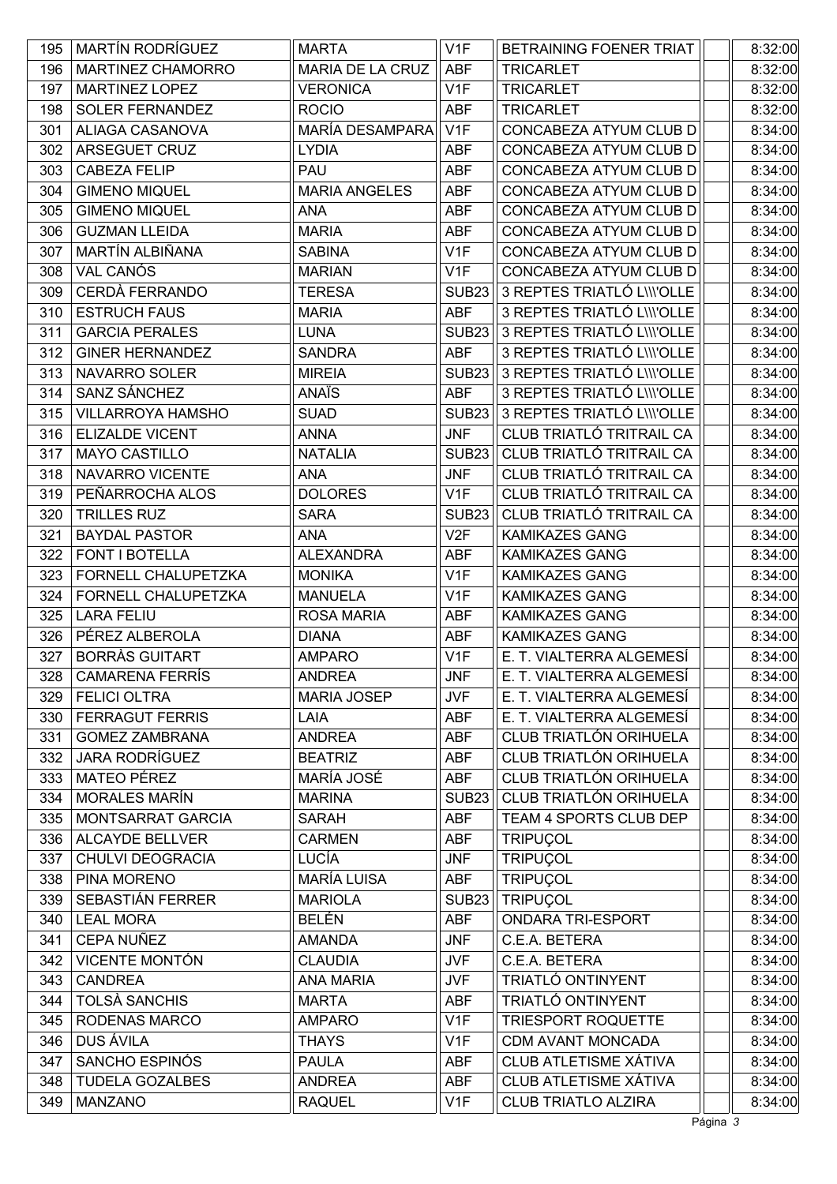| | | | | | | |
|---|---|---|---|---|---|---|
| 195 | MARTÍN RODRÍGUEZ | MARTA | V1F | BETRAINING FOENER TRIAT | | 8:32:00 |
| 196 | MARTINEZ CHAMORRO | MARIA DE LA CRUZ | ABF | TRICARLET | | 8:32:00 |
| 197 | MARTINEZ LOPEZ | VERONICA | V1F | TRICARLET | | 8:32:00 |
| 198 | SOLER FERNANDEZ | ROCIO | ABF | TRICARLET | | 8:32:00 |
| 301 | ALIAGA CASANOVA | MARÍA DESAMPARA | V1F | CONCABEZA ATYUM CLUB D | | 8:34:00 |
| 302 | ARSEGUET CRUZ | LYDIA | ABF | CONCABEZA ATYUM CLUB D | | 8:34:00 |
| 303 | CABEZA FELIP | PAU | ABF | CONCABEZA ATYUM CLUB D | | 8:34:00 |
| 304 | GIMENO MIQUEL | MARIA ANGELES | ABF | CONCABEZA ATYUM CLUB D | | 8:34:00 |
| 305 | GIMENO MIQUEL | ANA | ABF | CONCABEZA ATYUM CLUB D | | 8:34:00 |
| 306 | GUZMAN LLEIDA | MARIA | ABF | CONCABEZA ATYUM CLUB D | | 8:34:00 |
| 307 | MARTÍN ALBIÑANA | SABINA | V1F | CONCABEZA ATYUM CLUB D | | 8:34:00 |
| 308 | VAL CANÓS | MARIAN | V1F | CONCABEZA ATYUM CLUB D | | 8:34:00 |
| 309 | CERDÀ FERRANDO | TERESA | SUB23 | 3 REPTES TRIATLÓ L\\\'OLLE | | 8:34:00 |
| 310 | ESTRUCH FAUS | MARIA | ABF | 3 REPTES TRIATLÓ L\\\'OLLE | | 8:34:00 |
| 311 | GARCIA PERALES | LUNA | SUB23 | 3 REPTES TRIATLÓ L\\\'OLLE | | 8:34:00 |
| 312 | GINER HERNANDEZ | SANDRA | ABF | 3 REPTES TRIATLÓ L\\\'OLLE | | 8:34:00 |
| 313 | NAVARRO SOLER | MIREIA | SUB23 | 3 REPTES TRIATLÓ L\\\'OLLE | | 8:34:00 |
| 314 | SANZ SÁNCHEZ | ANAÏS | ABF | 3 REPTES TRIATLÓ L\\\'OLLE | | 8:34:00 |
| 315 | VILLARROYA HAMSHO | SUAD | SUB23 | 3 REPTES TRIATLÓ L\\\'OLLE | | 8:34:00 |
| 316 | ELIZALDE VICENT | ANNA | JNF | CLUB TRIATLÓ TRITRAIL CA | | 8:34:00 |
| 317 | MAYO CASTILLO | NATALIA | SUB23 | CLUB TRIATLÓ TRITRAIL CA | | 8:34:00 |
| 318 | NAVARRO VICENTE | ANA | JNF | CLUB TRIATLÓ TRITRAIL CA | | 8:34:00 |
| 319 | PEÑARROCHA ALOS | DOLORES | V1F | CLUB TRIATLÓ TRITRAIL CA | | 8:34:00 |
| 320 | TRILLES RUZ | SARA | SUB23 | CLUB TRIATLÓ TRITRAIL CA | | 8:34:00 |
| 321 | BAYDAL PASTOR | ANA | V2F | KAMIKAZES GANG | | 8:34:00 |
| 322 | FONT I BOTELLA | ALEXANDRA | ABF | KAMIKAZES GANG | | 8:34:00 |
| 323 | FORNELL CHALUPETZKA | MONIKA | V1F | KAMIKAZES GANG | | 8:34:00 |
| 324 | FORNELL CHALUPETZKA | MANUELA | V1F | KAMIKAZES GANG | | 8:34:00 |
| 325 | LARA FELIU | ROSA MARIA | ABF | KAMIKAZES GANG | | 8:34:00 |
| 326 | PÉREZ ALBEROLA | DIANA | ABF | KAMIKAZES GANG | | 8:34:00 |
| 327 | BORRÀS GUITART | AMPARO | V1F | E. T. VIALTERRA ALGEMESÍ | | 8:34:00 |
| 328 | CAMARENA FERRÍS | ANDREA | JNF | E. T. VIALTERRA ALGEMESÍ | | 8:34:00 |
| 329 | FELICI OLTRA | MARIA JOSEP | JVF | E. T. VIALTERRA ALGEMESÍ | | 8:34:00 |
| 330 | FERRAGUT FERRIS | LAIA | ABF | E. T. VIALTERRA ALGEMESÍ | | 8:34:00 |
| 331 | GOMEZ ZAMBRANA | ANDREA | ABF | CLUB TRIATLÓN ORIHUELA | | 8:34:00 |
| 332 | JARA RODRÍGUEZ | BEATRIZ | ABF | CLUB TRIATLÓN ORIHUELA | | 8:34:00 |
| 333 | MATEO PÉREZ | MARÍA JOSÉ | ABF | CLUB TRIATLÓN ORIHUELA | | 8:34:00 |
| 334 | MORALES MARÍN | MARINA | SUB23 | CLUB TRIATLÓN ORIHUELA | | 8:34:00 |
| 335 | MONTSARRAT GARCIA | SARAH | ABF | TEAM 4 SPORTS CLUB DEP | | 8:34:00 |
| 336 | ALCAYDE BELLVER | CARMEN | ABF | TRIPUÇOL | | 8:34:00 |
| 337 | CHULVI DEOGRACIA | LUCÍA | JNF | TRIPUÇOL | | 8:34:00 |
| 338 | PINA MORENO | MARÍA LUISA | ABF | TRIPUÇOL | | 8:34:00 |
| 339 | SEBASTIÁN FERRER | MARIOLA | SUB23 | TRIPUÇOL | | 8:34:00 |
| 340 | LEAL MORA | BELÉN | ABF | ONDARA TRI-ESPORT | | 8:34:00 |
| 341 | CEPA NUÑEZ | AMANDA | JNF | C.E.A. BETERA | | 8:34:00 |
| 342 | VICENTE MONTÓN | CLAUDIA | JVF | C.E.A. BETERA | | 8:34:00 |
| 343 | CANDREA | ANA MARIA | JVF | TRIATLÓ ONTINYENT | | 8:34:00 |
| 344 | TOLSÀ SANCHIS | MARTA | ABF | TRIATLÓ ONTINYENT | | 8:34:00 |
| 345 | RODENAS MARCO | AMPARO | V1F | TRIESPORT ROQUETTE | | 8:34:00 |
| 346 | DUS ÁVILA | THAYS | V1F | CDM AVANT MONCADA | | 8:34:00 |
| 347 | SANCHO ESPINÓS | PAULA | ABF | CLUB ATLETISME XÁTIVA | | 8:34:00 |
| 348 | TUDELA GOZALBES | ANDREA | ABF | CLUB ATLETISME XÁTIVA | | 8:34:00 |
| 349 | MANZANO | RAQUEL | V1F | CLUB TRIATLO ALZIRA | | 8:34:00 |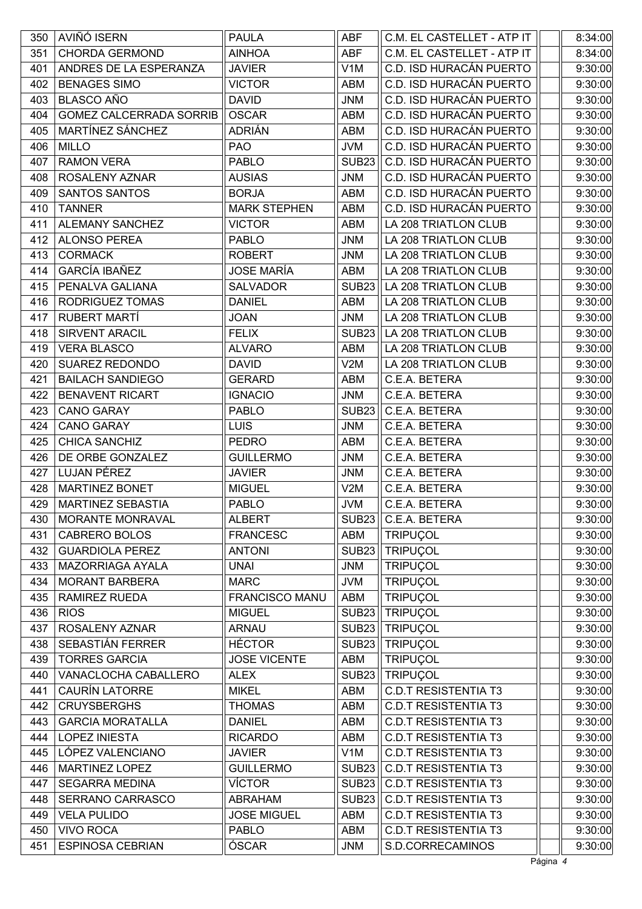| | | | | | | |
|---|---|---|---|---|---|---|
| 350 | AVIÑÓ ISERN | PAULA | ABF | C.M. EL CASTELLET - ATP IT | | 8:34:00 |
| 351 | CHORDA GERMOND | AINHOA | ABF | C.M. EL CASTELLET - ATP IT | | 8:34:00 |
| 401 | ANDRES DE LA ESPERANZA | JAVIER | V1M | C.D. ISD HURACÁN PUERTO | | 9:30:00 |
| 402 | BENAGES SIMO | VICTOR | ABM | C.D. ISD HURACÁN PUERTO | | 9:30:00 |
| 403 | BLASCO AÑO | DAVID | JNM | C.D. ISD HURACÁN PUERTO | | 9:30:00 |
| 404 | GOMEZ CALCERRADA SORRIB | OSCAR | ABM | C.D. ISD HURACÁN PUERTO | | 9:30:00 |
| 405 | MARTÍNEZ SÁNCHEZ | ADRIÁN | ABM | C.D. ISD HURACÁN PUERTO | | 9:30:00 |
| 406 | MILLO | PAO | JVM | C.D. ISD HURACÁN PUERTO | | 9:30:00 |
| 407 | RAMON VERA | PABLO | SUB23 | C.D. ISD HURACÁN PUERTO | | 9:30:00 |
| 408 | ROSALENY AZNAR | AUSIAS | JNM | C.D. ISD HURACÁN PUERTO | | 9:30:00 |
| 409 | SANTOS SANTOS | BORJA | ABM | C.D. ISD HURACÁN PUERTO | | 9:30:00 |
| 410 | TANNER | MARK STEPHEN | ABM | C.D. ISD HURACÁN PUERTO | | 9:30:00 |
| 411 | ALEMANY SANCHEZ | VICTOR | ABM | LA 208 TRIATLON CLUB | | 9:30:00 |
| 412 | ALONSO PEREA | PABLO | JNM | LA 208 TRIATLON CLUB | | 9:30:00 |
| 413 | CORMACK | ROBERT | JNM | LA 208 TRIATLON CLUB | | 9:30:00 |
| 414 | GARCÍA IBAÑEZ | JOSE MARÍA | ABM | LA 208 TRIATLON CLUB | | 9:30:00 |
| 415 | PENALVA GALIANA | SALVADOR | SUB23 | LA 208 TRIATLON CLUB | | 9:30:00 |
| 416 | RODRIGUEZ TOMAS | DANIEL | ABM | LA 208 TRIATLON CLUB | | 9:30:00 |
| 417 | RUBERT MARTÍ | JOAN | JNM | LA 208 TRIATLON CLUB | | 9:30:00 |
| 418 | SIRVENT ARACIL | FELIX | SUB23 | LA 208 TRIATLON CLUB | | 9:30:00 |
| 419 | VERA BLASCO | ALVARO | ABM | LA 208 TRIATLON CLUB | | 9:30:00 |
| 420 | SUAREZ REDONDO | DAVID | V2M | LA 208 TRIATLON CLUB | | 9:30:00 |
| 421 | BAILACH SANDIEGO | GERARD | ABM | C.E.A. BETERA | | 9:30:00 |
| 422 | BENAVENT RICART | IGNACIO | JNM | C.E.A. BETERA | | 9:30:00 |
| 423 | CANO GARAY | PABLO | SUB23 | C.E.A. BETERA | | 9:30:00 |
| 424 | CANO GARAY | LUIS | JNM | C.E.A. BETERA | | 9:30:00 |
| 425 | CHICA SANCHIZ | PEDRO | ABM | C.E.A. BETERA | | 9:30:00 |
| 426 | DE ORBE GONZALEZ | GUILLERMO | JNM | C.E.A. BETERA | | 9:30:00 |
| 427 | LUJAN PÉREZ | JAVIER | JNM | C.E.A. BETERA | | 9:30:00 |
| 428 | MARTINEZ BONET | MIGUEL | V2M | C.E.A. BETERA | | 9:30:00 |
| 429 | MARTINEZ SEBASTIA | PABLO | JVM | C.E.A. BETERA | | 9:30:00 |
| 430 | MORANTE MONRAVAL | ALBERT | SUB23 | C.E.A. BETERA | | 9:30:00 |
| 431 | CABRERO BOLOS | FRANCESC | ABM | TRIPUÇOL | | 9:30:00 |
| 432 | GUARDIOLA PEREZ | ANTONI | SUB23 | TRIPUÇOL | | 9:30:00 |
| 433 | MAZORRIAGA AYALA | UNAI | JNM | TRIPUÇOL | | 9:30:00 |
| 434 | MORANT BARBERA | MARC | JVM | TRIPUÇOL | | 9:30:00 |
| 435 | RAMIREZ RUEDA | FRANCISCO MANU | ABM | TRIPUÇOL | | 9:30:00 |
| 436 | RIOS | MIGUEL | SUB23 | TRIPUÇOL | | 9:30:00 |
| 437 | ROSALENY AZNAR | ARNAU | SUB23 | TRIPUÇOL | | 9:30:00 |
| 438 | SEBASTIÁN FERRER | HÉCTOR | SUB23 | TRIPUÇOL | | 9:30:00 |
| 439 | TORRES GARCIA | JOSE VICENTE | ABM | TRIPUÇOL | | 9:30:00 |
| 440 | VANACLOCHA CABALLERO | ALEX | SUB23 | TRIPUÇOL | | 9:30:00 |
| 441 | CAURÍN LATORRE | MIKEL | ABM | C.D.T RESISTENTIA T3 | | 9:30:00 |
| 442 | CRUYSBERGHS | THOMAS | ABM | C.D.T RESISTENTIA T3 | | 9:30:00 |
| 443 | GARCIA MORATALLA | DANIEL | ABM | C.D.T RESISTENTIA T3 | | 9:30:00 |
| 444 | LOPEZ INIESTA | RICARDO | ABM | C.D.T RESISTENTIA T3 | | 9:30:00 |
| 445 | LÓPEZ VALENCIANO | JAVIER | V1M | C.D.T RESISTENTIA T3 | | 9:30:00 |
| 446 | MARTINEZ LOPEZ | GUILLERMO | SUB23 | C.D.T RESISTENTIA T3 | | 9:30:00 |
| 447 | SEGARRA MEDINA | VÍCTOR | SUB23 | C.D.T RESISTENTIA T3 | | 9:30:00 |
| 448 | SERRANO CARRASCO | ABRAHAM | SUB23 | C.D.T RESISTENTIA T3 | | 9:30:00 |
| 449 | VELA PULIDO | JOSE MIGUEL | ABM | C.D.T RESISTENTIA T3 | | 9:30:00 |
| 450 | VIVO ROCA | PABLO | ABM | C.D.T RESISTENTIA T3 | | 9:30:00 |
| 451 | ESPINOSA CEBRIAN | ÓSCAR | JNM | S.D.CORRECAMINOS | | 9:30:00 |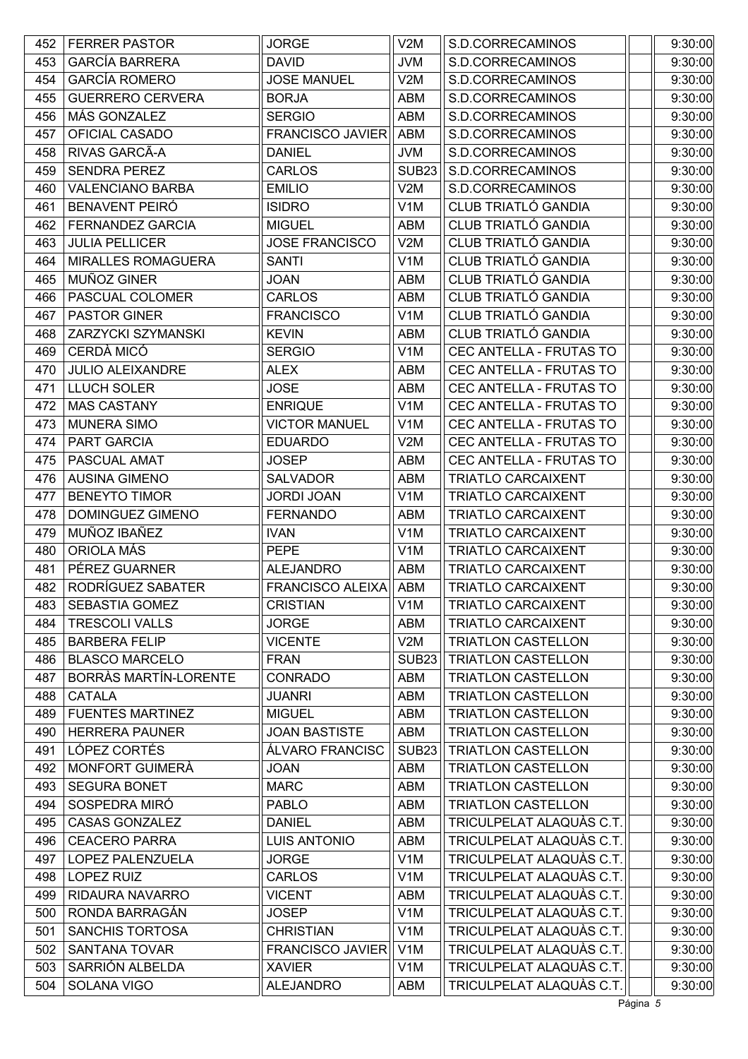| | | | | | | |
|---|---|---|---|---|---|---|
| 452 | FERRER PASTOR | JORGE | V2M | S.D.CORRECAMINOS | | 9:30:00 |
| 453 | GARCÍA BARRERA | DAVID | JVM | S.D.CORRECAMINOS | | 9:30:00 |
| 454 | GARCÍA ROMERO | JOSE MANUEL | V2M | S.D.CORRECAMINOS | | 9:30:00 |
| 455 | GUERRERO CERVERA | BORJA | ABM | S.D.CORRECAMINOS | | 9:30:00 |
| 456 | MÁS GONZALEZ | SERGIO | ABM | S.D.CORRECAMINOS | | 9:30:00 |
| 457 | OFICIAL CASADO | FRANCISCO JAVIER | ABM | S.D.CORRECAMINOS | | 9:30:00 |
| 458 | RIVAS GARCÃ-A | DANIEL | JVM | S.D.CORRECAMINOS | | 9:30:00 |
| 459 | SENDRA PEREZ | CARLOS | SUB23 | S.D.CORRECAMINOS | | 9:30:00 |
| 460 | VALENCIANO BARBA | EMILIO | V2M | S.D.CORRECAMINOS | | 9:30:00 |
| 461 | BENAVENT PEIRÓ | ISIDRO | V1M | CLUB TRIATLÓ GANDIA | | 9:30:00 |
| 462 | FERNANDEZ GARCIA | MIGUEL | ABM | CLUB TRIATLÓ GANDIA | | 9:30:00 |
| 463 | JULIA PELLICER | JOSE FRANCISCO | V2M | CLUB TRIATLÓ GANDIA | | 9:30:00 |
| 464 | MIRALLES ROMAGUERA | SANTI | V1M | CLUB TRIATLÓ GANDIA | | 9:30:00 |
| 465 | MUÑOZ GINER | JOAN | ABM | CLUB TRIATLÓ GANDIA | | 9:30:00 |
| 466 | PASCUAL COLOMER | CARLOS | ABM | CLUB TRIATLÓ GANDIA | | 9:30:00 |
| 467 | PASTOR GINER | FRANCISCO | V1M | CLUB TRIATLÓ GANDIA | | 9:30:00 |
| 468 | ZARZYCKI SZYMANSKI | KEVIN | ABM | CLUB TRIATLÓ GANDIA | | 9:30:00 |
| 469 | CERDÀ MICÓ | SERGIO | V1M | CEC ANTELLA - FRUTAS TO | | 9:30:00 |
| 470 | JULIO ALEIXANDRE | ALEX | ABM | CEC ANTELLA - FRUTAS TO | | 9:30:00 |
| 471 | LLUCH SOLER | JOSE | ABM | CEC ANTELLA - FRUTAS TO | | 9:30:00 |
| 472 | MAS CASTANY | ENRIQUE | V1M | CEC ANTELLA - FRUTAS TO | | 9:30:00 |
| 473 | MUNERA SIMO | VICTOR MANUEL | V1M | CEC ANTELLA - FRUTAS TO | | 9:30:00 |
| 474 | PART GARCIA | EDUARDO | V2M | CEC ANTELLA - FRUTAS TO | | 9:30:00 |
| 475 | PASCUAL AMAT | JOSEP | ABM | CEC ANTELLA - FRUTAS TO | | 9:30:00 |
| 476 | AUSINA GIMENO | SALVADOR | ABM | TRIATLO CARCAIXENT | | 9:30:00 |
| 477 | BENEYTO TIMOR | JORDI JOAN | V1M | TRIATLO CARCAIXENT | | 9:30:00 |
| 478 | DOMINGUEZ GIMENO | FERNANDO | ABM | TRIATLO CARCAIXENT | | 9:30:00 |
| 479 | MUÑOZ IBAÑEZ | IVAN | V1M | TRIATLO CARCAIXENT | | 9:30:00 |
| 480 | ORIOLA MÁS | PEPE | V1M | TRIATLO CARCAIXENT | | 9:30:00 |
| 481 | PÉREZ GUARNER | ALEJANDRO | ABM | TRIATLO CARCAIXENT | | 9:30:00 |
| 482 | RODRÍGUEZ SABATER | FRANCISCO ALEIXA | ABM | TRIATLO CARCAIXENT | | 9:30:00 |
| 483 | SEBASTIA GOMEZ | CRISTIAN | V1M | TRIATLO CARCAIXENT | | 9:30:00 |
| 484 | TRESCOLI VALLS | JORGE | ABM | TRIATLO CARCAIXENT | | 9:30:00 |
| 485 | BARBERA FELIP | VICENTE | V2M | TRIATLON CASTELLON | | 9:30:00 |
| 486 | BLASCO MARCELO | FRAN | SUB23 | TRIATLON CASTELLON | | 9:30:00 |
| 487 | BORRÀS MARTÍN-LORENTE | CONRADO | ABM | TRIATLON CASTELLON | | 9:30:00 |
| 488 | CATALA | JUANRI | ABM | TRIATLON CASTELLON | | 9:30:00 |
| 489 | FUENTES MARTINEZ | MIGUEL | ABM | TRIATLON CASTELLON | | 9:30:00 |
| 490 | HERRERA PAUNER | JOAN BASTISTE | ABM | TRIATLON CASTELLON | | 9:30:00 |
| 491 | LÓPEZ CORTÉS | ÁLVARO FRANCISC | SUB23 | TRIATLON CASTELLON | | 9:30:00 |
| 492 | MONFORT GUIMERÀ | JOAN | ABM | TRIATLON CASTELLON | | 9:30:00 |
| 493 | SEGURA BONET | MARC | ABM | TRIATLON CASTELLON | | 9:30:00 |
| 494 | SOSPEDRA MIRÓ | PABLO | ABM | TRIATLON CASTELLON | | 9:30:00 |
| 495 | CASAS GONZALEZ | DANIEL | ABM | TRICULPELAT ALAQUÀS C.T. | | 9:30:00 |
| 496 | CEACERO PARRA | LUIS ANTONIO | ABM | TRICULPELAT ALAQUÀS C.T. | | 9:30:00 |
| 497 | LOPEZ PALENZUELA | JORGE | V1M | TRICULPELAT ALAQUÀS C.T. | | 9:30:00 |
| 498 | LOPEZ RUIZ | CARLOS | V1M | TRICULPELAT ALAQUÀS C.T. | | 9:30:00 |
| 499 | RIDAURA NAVARRO | VICENT | ABM | TRICULPELAT ALAQUÀS C.T. | | 9:30:00 |
| 500 | RONDA BARRAGÁN | JOSEP | V1M | TRICULPELAT ALAQUÀS C.T. | | 9:30:00 |
| 501 | SANCHIS TORTOSA | CHRISTIAN | V1M | TRICULPELAT ALAQUÀS C.T. | | 9:30:00 |
| 502 | SANTANA TOVAR | FRANCISCO JAVIER | V1M | TRICULPELAT ALAQUÀS C.T. | | 9:30:00 |
| 503 | SARRIÓN ALBELDA | XAVIER | V1M | TRICULPELAT ALAQUÀS C.T. | | 9:30:00 |
| 504 | SOLANA VIGO | ALEJANDRO | ABM | TRICULPELAT ALAQUÀS C.T. | | 9:30:00 |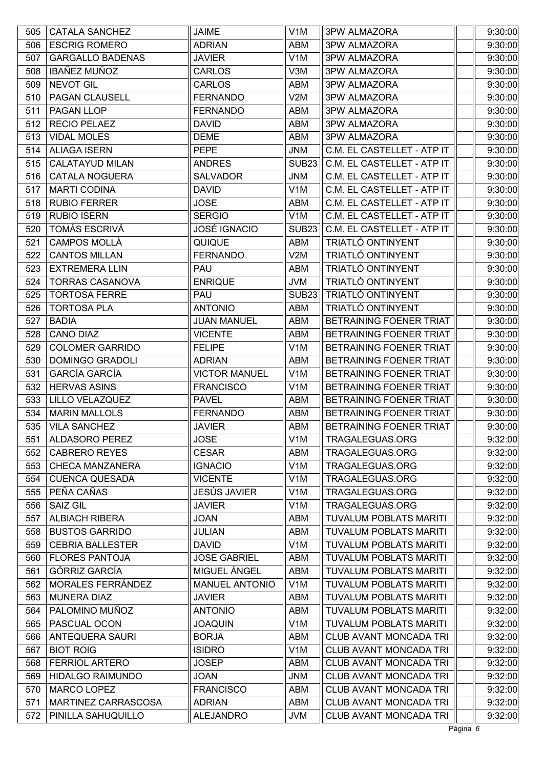| | | | | | | |
|---|---|---|---|---|---|---|
| 505 | CATALA SANCHEZ | JAIME | V1M | 3PW ALMAZORA | | 9:30:00 |
| 506 | ESCRIG ROMERO | ADRIAN | ABM | 3PW ALMAZORA | | 9:30:00 |
| 507 | GARGALLO BADENAS | JAVIER | V1M | 3PW ALMAZORA | | 9:30:00 |
| 508 | IBAÑEZ MUÑOZ | CARLOS | V3M | 3PW ALMAZORA | | 9:30:00 |
| 509 | NEVOT GIL | CARLOS | ABM | 3PW ALMAZORA | | 9:30:00 |
| 510 | PAGAN CLAUSELL | FERNANDO | V2M | 3PW ALMAZORA | | 9:30:00 |
| 511 | PAGAN LLOP | FERNANDO | ABM | 3PW ALMAZORA | | 9:30:00 |
| 512 | RECIO PELAEZ | DAVID | ABM | 3PW ALMAZORA | | 9:30:00 |
| 513 | VIDAL MOLES | DEME | ABM | 3PW ALMAZORA | | 9:30:00 |
| 514 | ALIAGA ISERN | PEPE | JNM | C.M. EL CASTELLET - ATP IT | | 9:30:00 |
| 515 | CALATAYUD MILAN | ANDRES | SUB23 | C.M. EL CASTELLET - ATP IT | | 9:30:00 |
| 516 | CATALA NOGUERA | SALVADOR | JNM | C.M. EL CASTELLET - ATP IT | | 9:30:00 |
| 517 | MARTI CODINA | DAVID | V1M | C.M. EL CASTELLET - ATP IT | | 9:30:00 |
| 518 | RUBIO FERRER | JOSE | ABM | C.M. EL CASTELLET - ATP IT | | 9:30:00 |
| 519 | RUBIO ISERN | SERGIO | V1M | C.M. EL CASTELLET - ATP IT | | 9:30:00 |
| 520 | TOMÁS ESCRIVÁ | JOSÉ IGNACIO | SUB23 | C.M. EL CASTELLET - ATP IT | | 9:30:00 |
| 521 | CAMPOS MOLLÀ | QUIQUE | ABM | TRIATLÓ ONTINYENT | | 9:30:00 |
| 522 | CANTOS MILLAN | FERNANDO | V2M | TRIATLÓ ONTINYENT | | 9:30:00 |
| 523 | EXTREMERA LLIN | PAU | ABM | TRIATLÓ ONTINYENT | | 9:30:00 |
| 524 | TORRAS CASANOVA | ENRIQUE | JVM | TRIATLÓ ONTINYENT | | 9:30:00 |
| 525 | TORTOSA FERRE | PAU | SUB23 | TRIATLÓ ONTINYENT | | 9:30:00 |
| 526 | TORTOSA PLA | ANTONIO | ABM | TRIATLÓ ONTINYENT | | 9:30:00 |
| 527 | BADIA | JUAN MANUEL | ABM | BETRAINING FOENER TRIAT | | 9:30:00 |
| 528 | CANO DIAZ | VICENTE | ABM | BETRAINING FOENER TRIAT | | 9:30:00 |
| 529 | COLOMER GARRIDO | FELIPE | V1M | BETRAINING FOENER TRIAT | | 9:30:00 |
| 530 | DOMINGO GRADOLI | ADRIAN | ABM | BETRAINING FOENER TRIAT | | 9:30:00 |
| 531 | GARCÍA GARCÍA | VICTOR MANUEL | V1M | BETRAINING FOENER TRIAT | | 9:30:00 |
| 532 | HERVAS ASINS | FRANCISCO | V1M | BETRAINING FOENER TRIAT | | 9:30:00 |
| 533 | LILLO VELAZQUEZ | PAVEL | ABM | BETRAINING FOENER TRIAT | | 9:30:00 |
| 534 | MARIN MALLOLS | FERNANDO | ABM | BETRAINING FOENER TRIAT | | 9:30:00 |
| 535 | VILA SANCHEZ | JAVIER | ABM | BETRAINING FOENER TRIAT | | 9:30:00 |
| 551 | ALDASORO PEREZ | JOSE | V1M | TRAGALEGUAS.ORG | | 9:32:00 |
| 552 | CABRERO REYES | CESAR | ABM | TRAGALEGUAS.ORG | | 9:32:00 |
| 553 | CHECA MANZANERA | IGNACIO | V1M | TRAGALEGUAS.ORG | | 9:32:00 |
| 554 | CUENCA QUESADA | VICENTE | V1M | TRAGALEGUAS.ORG | | 9:32:00 |
| 555 | PEÑA CAÑAS | JESÚS JAVIER | V1M | TRAGALEGUAS.ORG | | 9:32:00 |
| 556 | SAIZ GIL | JAVIER | V1M | TRAGALEGUAS.ORG | | 9:32:00 |
| 557 | ALBIACH RIBERA | JOAN | ABM | TUVALUM POBLATS MARITI | | 9:32:00 |
| 558 | BUSTOS GARRIDO | JULIAN | ABM | TUVALUM POBLATS MARITI | | 9:32:00 |
| 559 | CEBRIA BALLESTER | DAVID | V1M | TUVALUM POBLATS MARITI | | 9:32:00 |
| 560 | FLORES PANTOJA | JOSE GABRIEL | ABM | TUVALUM POBLATS MARITI | | 9:32:00 |
| 561 | GÓRRIZ GARCÍA | MIGUEL ÁNGEL | ABM | TUVALUM POBLATS MARITI | | 9:32:00 |
| 562 | MORALES FERRÁNDEZ | MANUEL ANTONIO | V1M | TUVALUM POBLATS MARITI | | 9:32:00 |
| 563 | MUNERA DIAZ | JAVIER | ABM | TUVALUM POBLATS MARITI | | 9:32:00 |
| 564 | PALOMINO MUÑOZ | ANTONIO | ABM | TUVALUM POBLATS MARITI | | 9:32:00 |
| 565 | PASCUAL OCON | JOAQUIN | V1M | TUVALUM POBLATS MARITI | | 9:32:00 |
| 566 | ANTEQUERA SAURI | BORJA | ABM | CLUB AVANT MONCADA TRI | | 9:32:00 |
| 567 | BIOT ROIG | ISIDRO | V1M | CLUB AVANT MONCADA TRI | | 9:32:00 |
| 568 | FERRIOL ARTERO | JOSEP | ABM | CLUB AVANT MONCADA TRI | | 9:32:00 |
| 569 | HIDALGO RAIMUNDO | JOAN | JNM | CLUB AVANT MONCADA TRI | | 9:32:00 |
| 570 | MARCO LOPEZ | FRANCISCO | ABM | CLUB AVANT MONCADA TRI | | 9:32:00 |
| 571 | MARTINEZ CARRASCOSA | ADRIAN | ABM | CLUB AVANT MONCADA TRI | | 9:32:00 |
| 572 | PINILLA SAHUQUILLO | ALEJANDRO | JVM | CLUB AVANT MONCADA TRI | | 9:32:00 |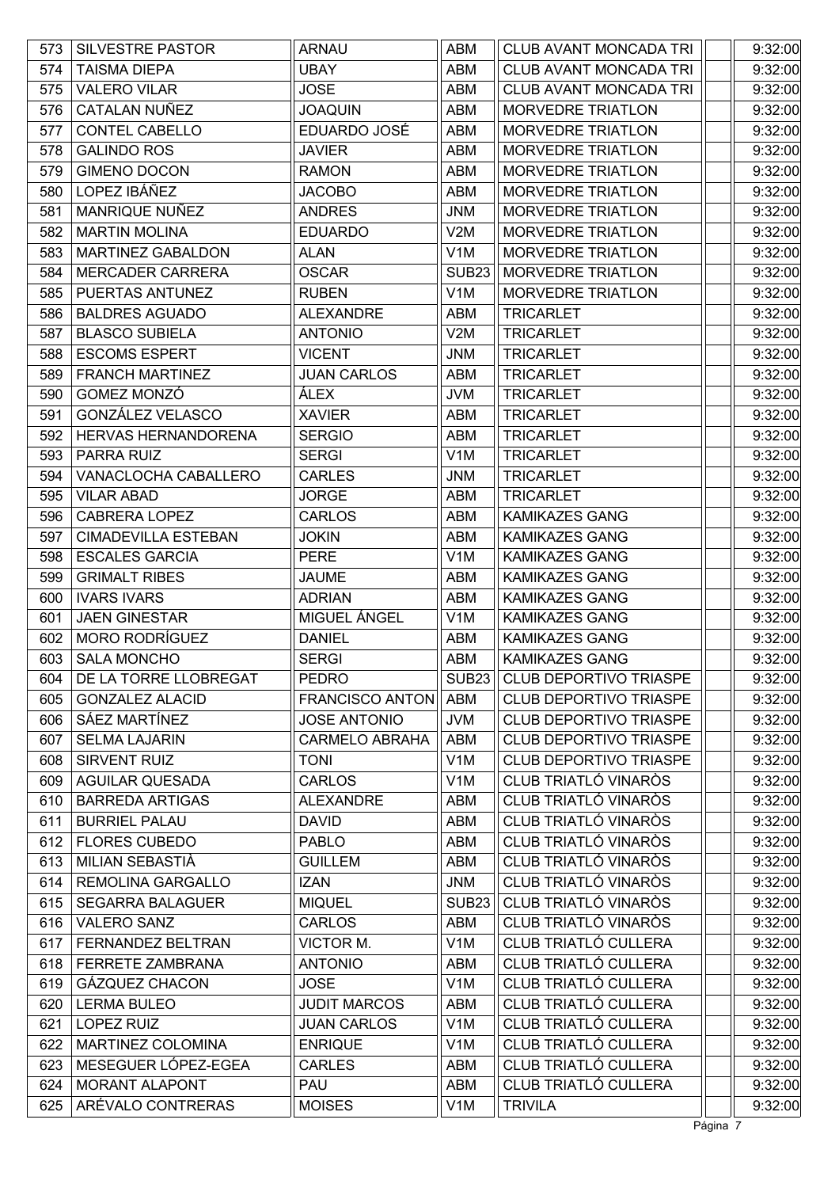| | | | | | | |
|---|---|---|---|---|---|---|
| 573 | SILVESTRE PASTOR | ARNAU | ABM | CLUB AVANT MONCADA TRI | | 9:32:00 |
| 574 | TAISMA DIEPA | UBAY | ABM | CLUB AVANT MONCADA TRI | | 9:32:00 |
| 575 | VALERO VILAR | JOSE | ABM | CLUB AVANT MONCADA TRI | | 9:32:00 |
| 576 | CATALAN NUÑEZ | JOAQUIN | ABM | MORVEDRE TRIATLON | | 9:32:00 |
| 577 | CONTEL CABELLO | EDUARDO JOSÉ | ABM | MORVEDRE TRIATLON | | 9:32:00 |
| 578 | GALINDO ROS | JAVIER | ABM | MORVEDRE TRIATLON | | 9:32:00 |
| 579 | GIMENO DOCON | RAMON | ABM | MORVEDRE TRIATLON | | 9:32:00 |
| 580 | LOPEZ IBÁÑEZ | JACOBO | ABM | MORVEDRE TRIATLON | | 9:32:00 |
| 581 | MANRIQUE NUÑEZ | ANDRES | JNM | MORVEDRE TRIATLON | | 9:32:00 |
| 582 | MARTIN MOLINA | EDUARDO | V2M | MORVEDRE TRIATLON | | 9:32:00 |
| 583 | MARTINEZ GABALDON | ALAN | V1M | MORVEDRE TRIATLON | | 9:32:00 |
| 584 | MERCADER CARRERA | OSCAR | SUB23 | MORVEDRE TRIATLON | | 9:32:00 |
| 585 | PUERTAS ANTUNEZ | RUBEN | V1M | MORVEDRE TRIATLON | | 9:32:00 |
| 586 | BALDRES AGUADO | ALEXANDRE | ABM | TRICARLET | | 9:32:00 |
| 587 | BLASCO SUBIELA | ANTONIO | V2M | TRICARLET | | 9:32:00 |
| 588 | ESCOMS ESPERT | VICENT | JNM | TRICARLET | | 9:32:00 |
| 589 | FRANCH MARTINEZ | JUAN CARLOS | ABM | TRICARLET | | 9:32:00 |
| 590 | GOMEZ MONZÓ | ÁLEX | JVM | TRICARLET | | 9:32:00 |
| 591 | GONZÁLEZ VELASCO | XAVIER | ABM | TRICARLET | | 9:32:00 |
| 592 | HERVAS HERNANDORENA | SERGIO | ABM | TRICARLET | | 9:32:00 |
| 593 | PARRA RUIZ | SERGI | V1M | TRICARLET | | 9:32:00 |
| 594 | VANACLOCHA CABALLERO | CARLES | JNM | TRICARLET | | 9:32:00 |
| 595 | VILAR ABAD | JORGE | ABM | TRICARLET | | 9:32:00 |
| 596 | CABRERA LOPEZ | CARLOS | ABM | KAMIKAZES GANG | | 9:32:00 |
| 597 | CIMADEVILLA ESTEBAN | JOKIN | ABM | KAMIKAZES GANG | | 9:32:00 |
| 598 | ESCALES GARCIA | PERE | V1M | KAMIKAZES GANG | | 9:32:00 |
| 599 | GRIMALT RIBES | JAUME | ABM | KAMIKAZES GANG | | 9:32:00 |
| 600 | IVARS IVARS | ADRIAN | ABM | KAMIKAZES GANG | | 9:32:00 |
| 601 | JAEN GINESTAR | MIGUEL ÁNGEL | V1M | KAMIKAZES GANG | | 9:32:00 |
| 602 | MORO RODRÍGUEZ | DANIEL | ABM | KAMIKAZES GANG | | 9:32:00 |
| 603 | SALA MONCHO | SERGI | ABM | KAMIKAZES GANG | | 9:32:00 |
| 604 | DE LA TORRE LLOBREGAT | PEDRO | SUB23 | CLUB DEPORTIVO TRIASPE | | 9:32:00 |
| 605 | GONZALEZ ALACID | FRANCISCO ANTON | ABM | CLUB DEPORTIVO TRIASPE | | 9:32:00 |
| 606 | SÁEZ MARTÍNEZ | JOSE ANTONIO | JVM | CLUB DEPORTIVO TRIASPE | | 9:32:00 |
| 607 | SELMA LAJARIN | CARMELO ABRAHA | ABM | CLUB DEPORTIVO TRIASPE | | 9:32:00 |
| 608 | SIRVENT RUIZ | TONI | V1M | CLUB DEPORTIVO TRIASPE | | 9:32:00 |
| 609 | AGUILAR QUESADA | CARLOS | V1M | CLUB TRIATLÓ VINARÒS | | 9:32:00 |
| 610 | BARREDA ARTIGAS | ALEXANDRE | ABM | CLUB TRIATLÓ VINARÒS | | 9:32:00 |
| 611 | BURRIEL PALAU | DAVID | ABM | CLUB TRIATLÓ VINARÒS | | 9:32:00 |
| 612 | FLORES CUBEDO | PABLO | ABM | CLUB TRIATLÓ VINARÒS | | 9:32:00 |
| 613 | MILIAN SEBASTIÀ | GUILLEM | ABM | CLUB TRIATLÓ VINARÒS | | 9:32:00 |
| 614 | REMOLINA GARGALLO | IZAN | JNM | CLUB TRIATLÓ VINARÒS | | 9:32:00 |
| 615 | SEGARRA BALAGUER | MIQUEL | SUB23 | CLUB TRIATLÓ VINARÒS | | 9:32:00 |
| 616 | VALERO SANZ | CARLOS | ABM | CLUB TRIATLÓ VINARÒS | | 9:32:00 |
| 617 | FERNANDEZ BELTRAN | VICTOR M. | V1M | CLUB TRIATLÓ CULLERA | | 9:32:00 |
| 618 | FERRETE ZAMBRANA | ANTONIO | ABM | CLUB TRIATLÓ CULLERA | | 9:32:00 |
| 619 | GÁZQUEZ CHACON | JOSE | V1M | CLUB TRIATLÓ CULLERA | | 9:32:00 |
| 620 | LERMA BULEO | JUDIT MARCOS | ABM | CLUB TRIATLÓ CULLERA | | 9:32:00 |
| 621 | LOPEZ RUIZ | JUAN CARLOS | V1M | CLUB TRIATLÓ CULLERA | | 9:32:00 |
| 622 | MARTINEZ COLOMINA | ENRIQUE | V1M | CLUB TRIATLÓ CULLERA | | 9:32:00 |
| 623 | MESEGUER LÓPEZ-EGEA | CARLES | ABM | CLUB TRIATLÓ CULLERA | | 9:32:00 |
| 624 | MORANT ALAPONT | PAU | ABM | CLUB TRIATLÓ CULLERA | | 9:32:00 |
| 625 | ARÉVALO CONTRERAS | MOISES | V1M | TRIVILA | | 9:32:00 |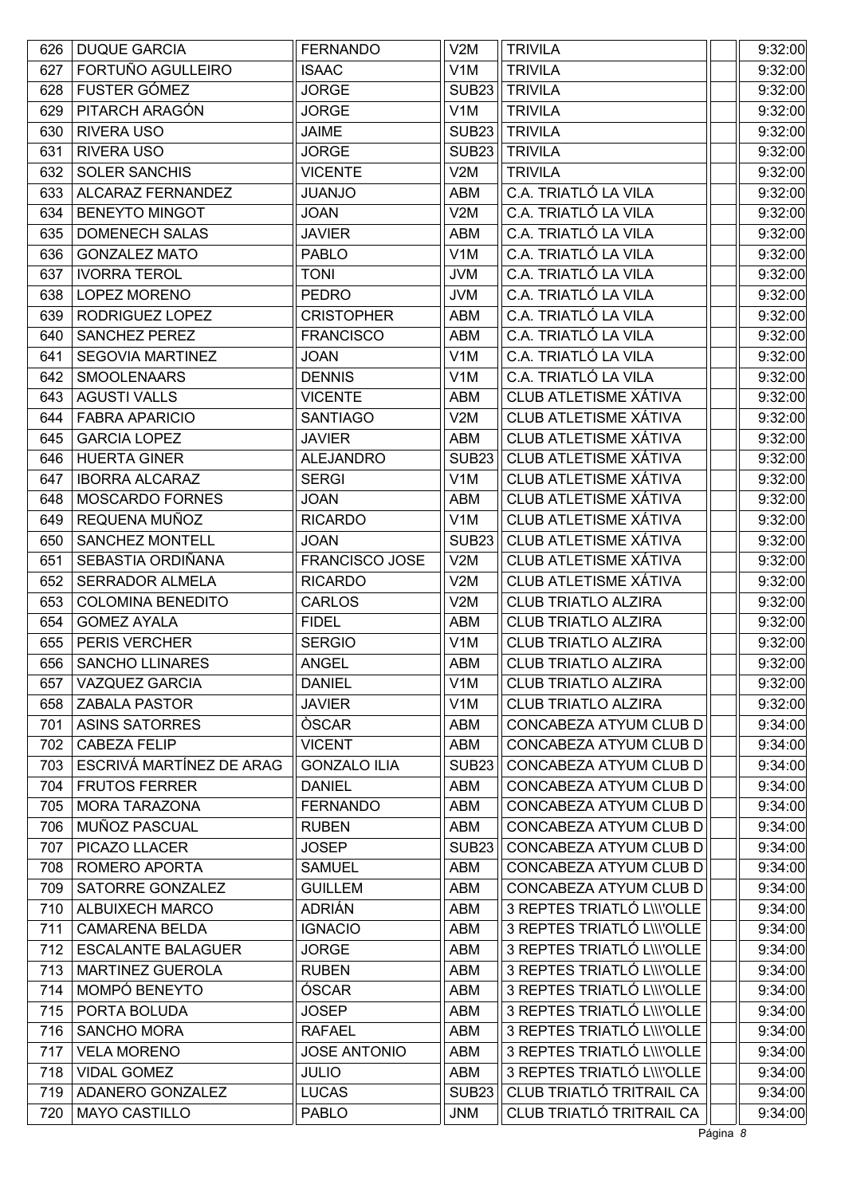| | | | | | | |
|---|---|---|---|---|---|---|
| 626 | DUQUE GARCIA | FERNANDO | V2M | TRIVILA | | 9:32:00 |
| 627 | FORTUÑO AGULLEIRO | ISAAC | V1M | TRIVILA | | 9:32:00 |
| 628 | FUSTER GÓMEZ | JORGE | SUB23 | TRIVILA | | 9:32:00 |
| 629 | PITARCH ARAGÓN | JORGE | V1M | TRIVILA | | 9:32:00 |
| 630 | RIVERA USO | JAIME | SUB23 | TRIVILA | | 9:32:00 |
| 631 | RIVERA USO | JORGE | SUB23 | TRIVILA | | 9:32:00 |
| 632 | SOLER SANCHIS | VICENTE | V2M | TRIVILA | | 9:32:00 |
| 633 | ALCARAZ FERNANDEZ | JUANJO | ABM | C.A. TRIATLÓ LA VILA | | 9:32:00 |
| 634 | BENEYTO MINGOT | JOAN | V2M | C.A. TRIATLÓ LA VILA | | 9:32:00 |
| 635 | DOMENECH SALAS | JAVIER | ABM | C.A. TRIATLÓ LA VILA | | 9:32:00 |
| 636 | GONZALEZ MATO | PABLO | V1M | C.A. TRIATLÓ LA VILA | | 9:32:00 |
| 637 | IVORRA TEROL | TONI | JVM | C.A. TRIATLÓ LA VILA | | 9:32:00 |
| 638 | LOPEZ MORENO | PEDRO | JVM | C.A. TRIATLÓ LA VILA | | 9:32:00 |
| 639 | RODRIGUEZ LOPEZ | CRISTOPHER | ABM | C.A. TRIATLÓ LA VILA | | 9:32:00 |
| 640 | SANCHEZ PEREZ | FRANCISCO | ABM | C.A. TRIATLÓ LA VILA | | 9:32:00 |
| 641 | SEGOVIA MARTINEZ | JOAN | V1M | C.A. TRIATLÓ LA VILA | | 9:32:00 |
| 642 | SMOOLENAARS | DENNIS | V1M | C.A. TRIATLÓ LA VILA | | 9:32:00 |
| 643 | AGUSTI VALLS | VICENTE | ABM | CLUB ATLETISME XÁTIVA | | 9:32:00 |
| 644 | FABRA APARICIO | SANTIAGO | V2M | CLUB ATLETISME XÁTIVA | | 9:32:00 |
| 645 | GARCIA LOPEZ | JAVIER | ABM | CLUB ATLETISME XÁTIVA | | 9:32:00 |
| 646 | HUERTA GINER | ALEJANDRO | SUB23 | CLUB ATLETISME XÁTIVA | | 9:32:00 |
| 647 | IBORRA ALCARAZ | SERGI | V1M | CLUB ATLETISME XÁTIVA | | 9:32:00 |
| 648 | MOSCARDO FORNES | JOAN | ABM | CLUB ATLETISME XÁTIVA | | 9:32:00 |
| 649 | REQUENA MUÑOZ | RICARDO | V1M | CLUB ATLETISME XÁTIVA | | 9:32:00 |
| 650 | SANCHEZ MONTELL | JOAN | SUB23 | CLUB ATLETISME XÁTIVA | | 9:32:00 |
| 651 | SEBASTIA ORDIÑANA | FRANCISCO JOSE | V2M | CLUB ATLETISME XÁTIVA | | 9:32:00 |
| 652 | SERRADOR ALMELA | RICARDO | V2M | CLUB ATLETISME XÁTIVA | | 9:32:00 |
| 653 | COLOMINA BENEDITO | CARLOS | V2M | CLUB TRIATLO ALZIRA | | 9:32:00 |
| 654 | GOMEZ AYALA | FIDEL | ABM | CLUB TRIATLO ALZIRA | | 9:32:00 |
| 655 | PERIS VERCHER | SERGIO | V1M | CLUB TRIATLO ALZIRA | | 9:32:00 |
| 656 | SANCHO LLINARES | ANGEL | ABM | CLUB TRIATLO ALZIRA | | 9:32:00 |
| 657 | VAZQUEZ GARCIA | DANIEL | V1M | CLUB TRIATLO ALZIRA | | 9:32:00 |
| 658 | ZABALA PASTOR | JAVIER | V1M | CLUB TRIATLO ALZIRA | | 9:32:00 |
| 701 | ASINS SATORRES | ÒSCAR | ABM | CONCABEZA ATYUM CLUB D | | 9:34:00 |
| 702 | CABEZA FELIP | VICENT | ABM | CONCABEZA ATYUM CLUB D | | 9:34:00 |
| 703 | ESCRIVÁ MARTÍNEZ DE ARAG | GONZALO ILIA | SUB23 | CONCABEZA ATYUM CLUB D | | 9:34:00 |
| 704 | FRUTOS FERRER | DANIEL | ABM | CONCABEZA ATYUM CLUB D | | 9:34:00 |
| 705 | MORA TARAZONA | FERNANDO | ABM | CONCABEZA ATYUM CLUB D | | 9:34:00 |
| 706 | MUÑOZ PASCUAL | RUBEN | ABM | CONCABEZA ATYUM CLUB D | | 9:34:00 |
| 707 | PICAZO LLACER | JOSEP | SUB23 | CONCABEZA ATYUM CLUB D | | 9:34:00 |
| 708 | ROMERO APORTA | SAMUEL | ABM | CONCABEZA ATYUM CLUB D | | 9:34:00 |
| 709 | SATORRE GONZALEZ | GUILLEM | ABM | CONCABEZA ATYUM CLUB D | | 9:34:00 |
| 710 | ALBUIXECH MARCO | ADRIÁN | ABM | 3 REPTES TRIATLÓ L\\\'OLLE | | 9:34:00 |
| 711 | CAMARENA BELDA | IGNACIO | ABM | 3 REPTES TRIATLÓ L\\\'OLLE | | 9:34:00 |
| 712 | ESCALANTE BALAGUER | JORGE | ABM | 3 REPTES TRIATLÓ L\\\'OLLE | | 9:34:00 |
| 713 | MARTINEZ GUEROLA | RUBEN | ABM | 3 REPTES TRIATLÓ L\\\'OLLE | | 9:34:00 |
| 714 | MOMPÓ BENEYTO | ÓSCAR | ABM | 3 REPTES TRIATLÓ L\\\'OLLE | | 9:34:00 |
| 715 | PORTA BOLUDA | JOSEP | ABM | 3 REPTES TRIATLÓ L\\\'OLLE | | 9:34:00 |
| 716 | SANCHO MORA | RAFAEL | ABM | 3 REPTES TRIATLÓ L\\\'OLLE | | 9:34:00 |
| 717 | VELA MORENO | JOSE ANTONIO | ABM | 3 REPTES TRIATLÓ L\\\'OLLE | | 9:34:00 |
| 718 | VIDAL GOMEZ | JULIO | ABM | 3 REPTES TRIATLÓ L\\\'OLLE | | 9:34:00 |
| 719 | ADANERO GONZALEZ | LUCAS | SUB23 | CLUB TRIATLÓ TRITRAIL CA | | 9:34:00 |
| 720 | MAYO CASTILLO | PABLO | JNM | CLUB TRIATLÓ TRITRAIL CA | | 9:34:00 |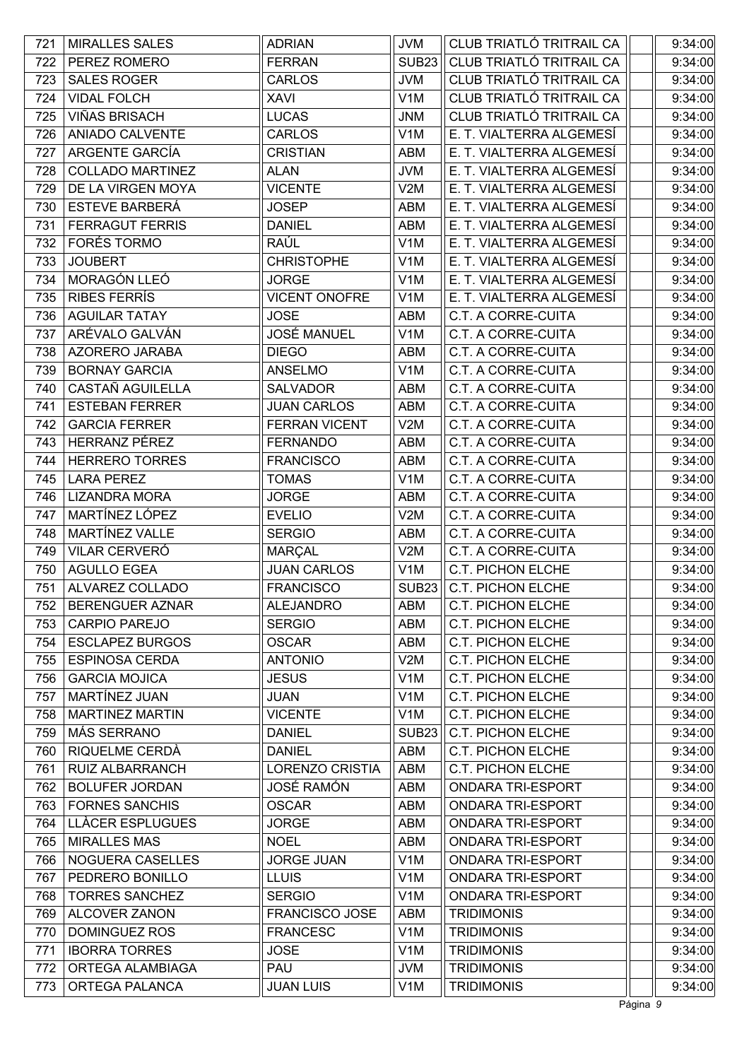| | | | | | | |
|---|---|---|---|---|---|---|
| 721 | MIRALLES SALES | ADRIAN | JVM | CLUB TRIATLÓ TRITRAIL CA | | 9:34:00 |
| 722 | PEREZ ROMERO | FERRAN | SUB23 | CLUB TRIATLÓ TRITRAIL CA | | 9:34:00 |
| 723 | SALES ROGER | CARLOS | JVM | CLUB TRIATLÓ TRITRAIL CA | | 9:34:00 |
| 724 | VIDAL FOLCH | XAVI | V1M | CLUB TRIATLÓ TRITRAIL CA | | 9:34:00 |
| 725 | VIÑAS BRISACH | LUCAS | JNM | CLUB TRIATLÓ TRITRAIL CA | | 9:34:00 |
| 726 | ANIADO CALVENTE | CARLOS | V1M | E. T. VIALTERRA ALGEMESÍ | | 9:34:00 |
| 727 | ARGENTE GARCÍA | CRISTIAN | ABM | E. T. VIALTERRA ALGEMESÍ | | 9:34:00 |
| 728 | COLLADO MARTINEZ | ALAN | JVM | E. T. VIALTERRA ALGEMESÍ | | 9:34:00 |
| 729 | DE LA VIRGEN MOYA | VICENTE | V2M | E. T. VIALTERRA ALGEMESÍ | | 9:34:00 |
| 730 | ESTEVE BARBERÁ | JOSEP | ABM | E. T. VIALTERRA ALGEMESÍ | | 9:34:00 |
| 731 | FERRAGUT FERRIS | DANIEL | ABM | E. T. VIALTERRA ALGEMESÍ | | 9:34:00 |
| 732 | FORÉS TORMO | RAÚL | V1M | E. T. VIALTERRA ALGEMESÍ | | 9:34:00 |
| 733 | JOUBERT | CHRISTOPHE | V1M | E. T. VIALTERRA ALGEMESÍ | | 9:34:00 |
| 734 | MORAGÓN LLEÓ | JORGE | V1M | E. T. VIALTERRA ALGEMESÍ | | 9:34:00 |
| 735 | RIBES FERRÍS | VICENT ONOFRE | V1M | E. T. VIALTERRA ALGEMESÍ | | 9:34:00 |
| 736 | AGUILAR TATAY | JOSE | ABM | C.T. A CORRE-CUITA | | 9:34:00 |
| 737 | ARÉVALO GALVÁN | JOSÉ MANUEL | V1M | C.T. A CORRE-CUITA | | 9:34:00 |
| 738 | AZORERO JARABA | DIEGO | ABM | C.T. A CORRE-CUITA | | 9:34:00 |
| 739 | BORNAY GARCIA | ANSELMO | V1M | C.T. A CORRE-CUITA | | 9:34:00 |
| 740 | CASTAÑ AGUILELLA | SALVADOR | ABM | C.T. A CORRE-CUITA | | 9:34:00 |
| 741 | ESTEBAN FERRER | JUAN CARLOS | ABM | C.T. A CORRE-CUITA | | 9:34:00 |
| 742 | GARCIA FERRER | FERRAN VICENT | V2M | C.T. A CORRE-CUITA | | 9:34:00 |
| 743 | HERRANZ PÉREZ | FERNANDO | ABM | C.T. A CORRE-CUITA | | 9:34:00 |
| 744 | HERRERO TORRES | FRANCISCO | ABM | C.T. A CORRE-CUITA | | 9:34:00 |
| 745 | LARA PEREZ | TOMAS | V1M | C.T. A CORRE-CUITA | | 9:34:00 |
| 746 | LIZANDRA MORA | JORGE | ABM | C.T. A CORRE-CUITA | | 9:34:00 |
| 747 | MARTÍNEZ LÓPEZ | EVELIO | V2M | C.T. A CORRE-CUITA | | 9:34:00 |
| 748 | MARTÍNEZ VALLE | SERGIO | ABM | C.T. A CORRE-CUITA | | 9:34:00 |
| 749 | VILAR CERVERÓ | MARÇAL | V2M | C.T. A CORRE-CUITA | | 9:34:00 |
| 750 | AGULLO EGEA | JUAN CARLOS | V1M | C.T. PICHON ELCHE | | 9:34:00 |
| 751 | ALVAREZ COLLADO | FRANCISCO | SUB23 | C.T. PICHON ELCHE | | 9:34:00 |
| 752 | BERENGUER AZNAR | ALEJANDRO | ABM | C.T. PICHON ELCHE | | 9:34:00 |
| 753 | CARPIO PAREJO | SERGIO | ABM | C.T. PICHON ELCHE | | 9:34:00 |
| 754 | ESCLAPEZ BURGOS | OSCAR | ABM | C.T. PICHON ELCHE | | 9:34:00 |
| 755 | ESPINOSA CERDA | ANTONIO | V2M | C.T. PICHON ELCHE | | 9:34:00 |
| 756 | GARCIA MOJICA | JESUS | V1M | C.T. PICHON ELCHE | | 9:34:00 |
| 757 | MARTÍNEZ JUAN | JUAN | V1M | C.T. PICHON ELCHE | | 9:34:00 |
| 758 | MARTINEZ MARTIN | VICENTE | V1M | C.T. PICHON ELCHE | | 9:34:00 |
| 759 | MÁS SERRANO | DANIEL | SUB23 | C.T. PICHON ELCHE | | 9:34:00 |
| 760 | RIQUELME CERDÀ | DANIEL | ABM | C.T. PICHON ELCHE | | 9:34:00 |
| 761 | RUIZ ALBARRANCH | LORENZO CRISTIA | ABM | C.T. PICHON ELCHE | | 9:34:00 |
| 762 | BOLUFER JORDAN | JOSÉ RAMÓN | ABM | ONDARA TRI-ESPORT | | 9:34:00 |
| 763 | FORNES SANCHIS | OSCAR | ABM | ONDARA TRI-ESPORT | | 9:34:00 |
| 764 | LLÀCER ESPLUGUES | JORGE | ABM | ONDARA TRI-ESPORT | | 9:34:00 |
| 765 | MIRALLES MAS | NOEL | ABM | ONDARA TRI-ESPORT | | 9:34:00 |
| 766 | NOGUERA CASELLES | JORGE JUAN | V1M | ONDARA TRI-ESPORT | | 9:34:00 |
| 767 | PEDRERO BONILLO | LLUIS | V1M | ONDARA TRI-ESPORT | | 9:34:00 |
| 768 | TORRES SANCHEZ | SERGIO | V1M | ONDARA TRI-ESPORT | | 9:34:00 |
| 769 | ALCOVER ZANON | FRANCISCO JOSE | ABM | TRIDIMONIS | | 9:34:00 |
| 770 | DOMINGUEZ ROS | FRANCESC | V1M | TRIDIMONIS | | 9:34:00 |
| 771 | IBORRA TORRES | JOSE | V1M | TRIDIMONIS | | 9:34:00 |
| 772 | ORTEGA ALAMBIAGA | PAU | JVM | TRIDIMONIS | | 9:34:00 |
| 773 | ORTEGA PALANCA | JUAN LUIS | V1M | TRIDIMONIS | | 9:34:00 |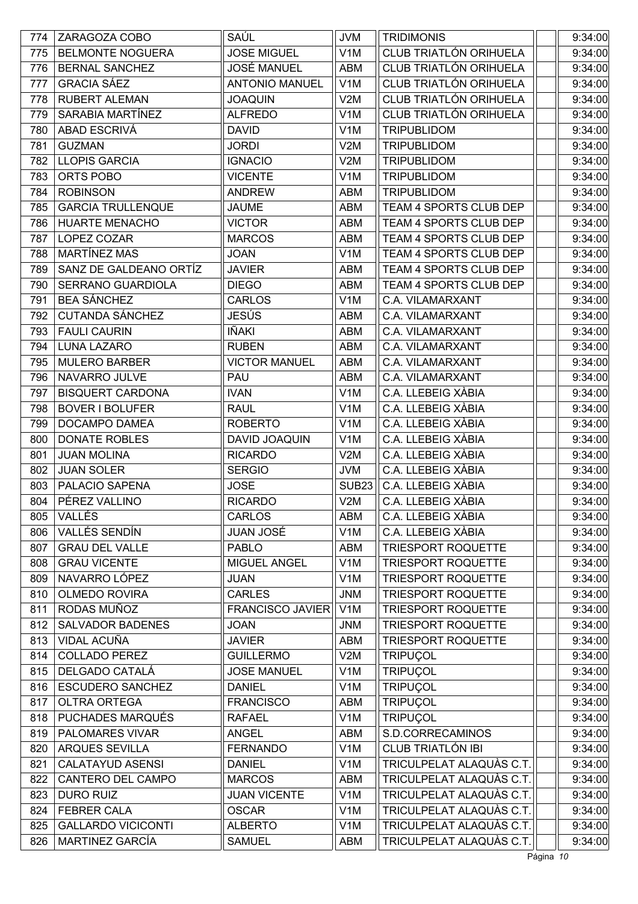| | | | | | | |
|---|---|---|---|---|---|---|
| 774 | ZARAGOZA COBO | SAÚL | JVM | TRIDIMONIS | | 9:34:00 |
| 775 | BELMONTE NOGUERA | JOSE MIGUEL | V1M | CLUB TRIATLÓN ORIHUELA | | 9:34:00 |
| 776 | BERNAL SANCHEZ | JOSÉ MANUEL | ABM | CLUB TRIATLÓN ORIHUELA | | 9:34:00 |
| 777 | GRACIA SÁEZ | ANTONIO MANUEL | V1M | CLUB TRIATLÓN ORIHUELA | | 9:34:00 |
| 778 | RUBERT ALEMAN | JOAQUIN | V2M | CLUB TRIATLÓN ORIHUELA | | 9:34:00 |
| 779 | SARABIA MARTÍNEZ | ALFREDO | V1M | CLUB TRIATLÓN ORIHUELA | | 9:34:00 |
| 780 | ABAD ESCRIVÁ | DAVID | V1M | TRIPUBLIDOM | | 9:34:00 |
| 781 | GUZMAN | JORDI | V2M | TRIPUBLIDOM | | 9:34:00 |
| 782 | LLOPIS GARCIA | IGNACIO | V2M | TRIPUBLIDOM | | 9:34:00 |
| 783 | ORTS POBO | VICENTE | V1M | TRIPUBLIDOM | | 9:34:00 |
| 784 | ROBINSON | ANDREW | ABM | TRIPUBLIDOM | | 9:34:00 |
| 785 | GARCIA TRULLENQUE | JAUME | ABM | TEAM 4 SPORTS CLUB DEP | | 9:34:00 |
| 786 | HUARTE MENACHO | VICTOR | ABM | TEAM 4 SPORTS CLUB DEP | | 9:34:00 |
| 787 | LOPEZ COZAR | MARCOS | ABM | TEAM 4 SPORTS CLUB DEP | | 9:34:00 |
| 788 | MARTÍNEZ MAS | JOAN | V1M | TEAM 4 SPORTS CLUB DEP | | 9:34:00 |
| 789 | SANZ DE GALDEANO ORTÍZ | JAVIER | ABM | TEAM 4 SPORTS CLUB DEP | | 9:34:00 |
| 790 | SERRANO GUARDIOLA | DIEGO | ABM | TEAM 4 SPORTS CLUB DEP | | 9:34:00 |
| 791 | BEA SÁNCHEZ | CARLOS | V1M | C.A. VILAMARXANT | | 9:34:00 |
| 792 | CUTANDA SÁNCHEZ | JESÚS | ABM | C.A. VILAMARXANT | | 9:34:00 |
| 793 | FAULI CAURIN | IÑAKI | ABM | C.A. VILAMARXANT | | 9:34:00 |
| 794 | LUNA LAZARO | RUBEN | ABM | C.A. VILAMARXANT | | 9:34:00 |
| 795 | MULERO BARBER | VICTOR MANUEL | ABM | C.A. VILAMARXANT | | 9:34:00 |
| 796 | NAVARRO JULVE | PAU | ABM | C.A. VILAMARXANT | | 9:34:00 |
| 797 | BISQUERT CARDONA | IVAN | V1M | C.A. LLEBEIG XÀBIA | | 9:34:00 |
| 798 | BOVER I BOLUFER | RAUL | V1M | C.A. LLEBEIG XÀBIA | | 9:34:00 |
| 799 | DOCAMPO DAMEA | ROBERTO | V1M | C.A. LLEBEIG XÀBIA | | 9:34:00 |
| 800 | DONATE ROBLES | DAVID JOAQUIN | V1M | C.A. LLEBEIG XÀBIA | | 9:34:00 |
| 801 | JUAN MOLINA | RICARDO | V2M | C.A. LLEBEIG XÀBIA | | 9:34:00 |
| 802 | JUAN SOLER | SERGIO | JVM | C.A. LLEBEIG XÀBIA | | 9:34:00 |
| 803 | PALACIO SAPENA | JOSE | SUB23 | C.A. LLEBEIG XÀBIA | | 9:34:00 |
| 804 | PÉREZ VALLINO | RICARDO | V2M | C.A. LLEBEIG XÀBIA | | 9:34:00 |
| 805 | VALLÉS | CARLOS | ABM | C.A. LLEBEIG XÀBIA | | 9:34:00 |
| 806 | VALLÉS SENDÍN | JUAN JOSÉ | V1M | C.A. LLEBEIG XÀBIA | | 9:34:00 |
| 807 | GRAU DEL VALLE | PABLO | ABM | TRIESPORT ROQUETTE | | 9:34:00 |
| 808 | GRAU VICENTE | MIGUEL ANGEL | V1M | TRIESPORT ROQUETTE | | 9:34:00 |
| 809 | NAVARRO LÓPEZ | JUAN | V1M | TRIESPORT ROQUETTE | | 9:34:00 |
| 810 | OLMEDO ROVIRA | CARLES | JNM | TRIESPORT ROQUETTE | | 9:34:00 |
| 811 | RODAS MUÑOZ | FRANCISCO JAVIER | V1M | TRIESPORT ROQUETTE | | 9:34:00 |
| 812 | SALVADOR BADENES | JOAN | JNM | TRIESPORT ROQUETTE | | 9:34:00 |
| 813 | VIDAL ACUÑA | JAVIER | ABM | TRIESPORT ROQUETTE | | 9:34:00 |
| 814 | COLLADO PEREZ | GUILLERMO | V2M | TRIPUÇOL | | 9:34:00 |
| 815 | DELGADO CATALÁ | JOSE MANUEL | V1M | TRIPUÇOL | | 9:34:00 |
| 816 | ESCUDERO SANCHEZ | DANIEL | V1M | TRIPUÇOL | | 9:34:00 |
| 817 | OLTRA ORTEGA | FRANCISCO | ABM | TRIPUÇOL | | 9:34:00 |
| 818 | PUCHADES MARQUÉS | RAFAEL | V1M | TRIPUÇOL | | 9:34:00 |
| 819 | PALOMARES VIVAR | ANGEL | ABM | S.D.CORRECAMINOS | | 9:34:00 |
| 820 | ARQUES SEVILLA | FERNANDO | V1M | CLUB TRIATLÓN IBI | | 9:34:00 |
| 821 | CALATAYUD ASENSI | DANIEL | V1M | TRICULPELAT ALAQUÀS C.T. | | 9:34:00 |
| 822 | CANTERO DEL CAMPO | MARCOS | ABM | TRICULPELAT ALAQUÀS C.T. | | 9:34:00 |
| 823 | DURO RUIZ | JUAN VICENTE | V1M | TRICULPELAT ALAQUÀS C.T. | | 9:34:00 |
| 824 | FEBRER CALA | OSCAR | V1M | TRICULPELAT ALAQUÀS C.T. | | 9:34:00 |
| 825 | GALLARDO VICICONTI | ALBERTO | V1M | TRICULPELAT ALAQUÀS C.T. | | 9:34:00 |
| 826 | MARTINEZ GARCÍA | SAMUEL | ABM | TRICULPELAT ALAQUÀS C.T. | | 9:34:00 |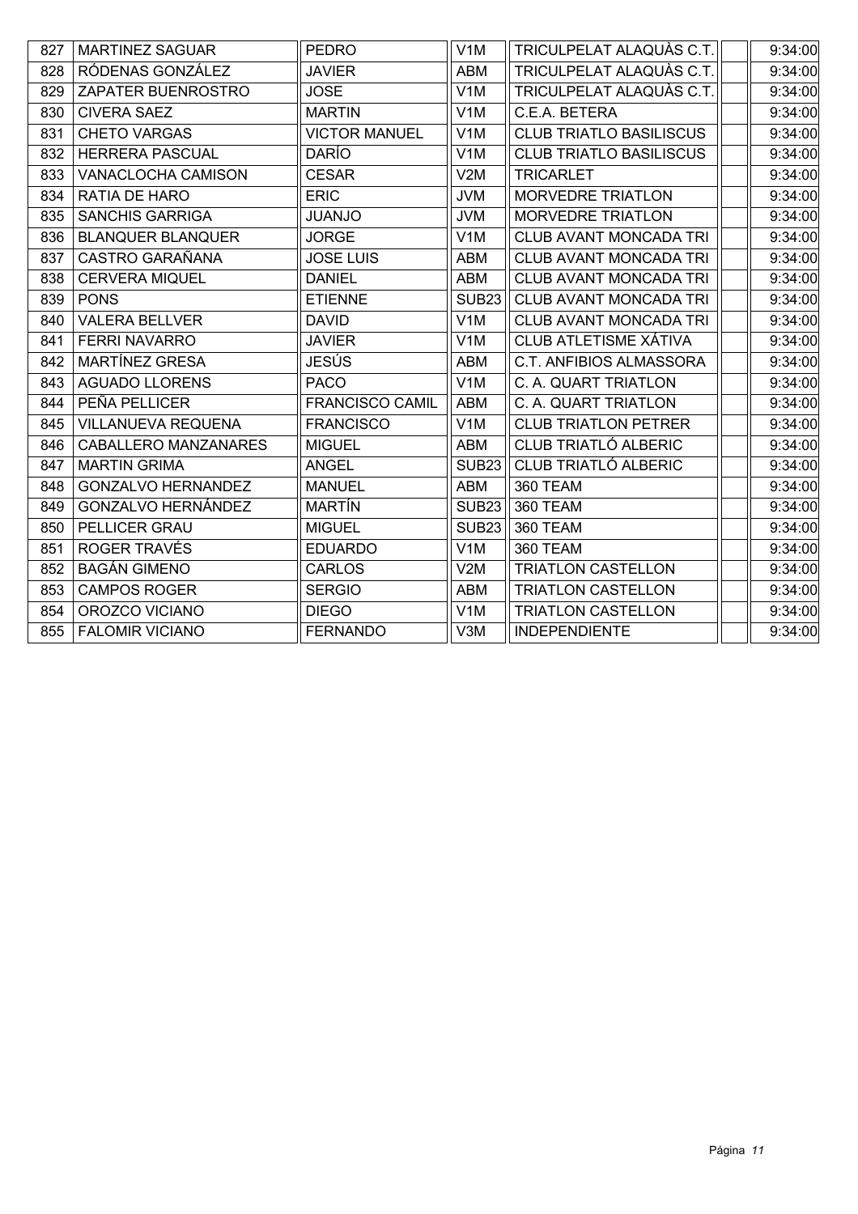| | | | | | | |
|---|---|---|---|---|---|---|
| 827 | MARTINEZ SAGUAR | PEDRO | V1M | TRICULPELAT ALAQUÀS C.T. | | 9:34:00 |
| 828 | RÓDENAS GONZÁLEZ | JAVIER | ABM | TRICULPELAT ALAQUÀS C.T. | | 9:34:00 |
| 829 | ZAPATER BUENROSTRO | JOSE | V1M | TRICULPELAT ALAQUÀS C.T. | | 9:34:00 |
| 830 | CIVERA SAEZ | MARTIN | V1M | C.E.A. BETERA | | 9:34:00 |
| 831 | CHETO VARGAS | VICTOR MANUEL | V1M | CLUB TRIATLO BASILISCUS | | 9:34:00 |
| 832 | HERRERA PASCUAL | DARÍO | V1M | CLUB TRIATLO BASILISCUS | | 9:34:00 |
| 833 | VANACLOCHA CAMISON | CESAR | V2M | TRICARLET | | 9:34:00 |
| 834 | RATIA DE HARO | ERIC | JVM | MORVEDRE TRIATLON | | 9:34:00 |
| 835 | SANCHIS GARRIGA | JUANJO | JVM | MORVEDRE TRIATLON | | 9:34:00 |
| 836 | BLANQUER BLANQUER | JORGE | V1M | CLUB AVANT MONCADA TRI | | 9:34:00 |
| 837 | CASTRO GARAÑANA | JOSE LUIS | ABM | CLUB AVANT MONCADA TRI | | 9:34:00 |
| 838 | CERVERA MIQUEL | DANIEL | ABM | CLUB AVANT MONCADA TRI | | 9:34:00 |
| 839 | PONS | ETIENNE | SUB23 | CLUB AVANT MONCADA TRI | | 9:34:00 |
| 840 | VALERA BELLVER | DAVID | V1M | CLUB AVANT MONCADA TRI | | 9:34:00 |
| 841 | FERRI NAVARRO | JAVIER | V1M | CLUB ATLETISME XÁTIVA | | 9:34:00 |
| 842 | MARTÍNEZ GRESA | JESÚS | ABM | C.T. ANFIBIOS ALMASSORA | | 9:34:00 |
| 843 | AGUADO LLORENS | PACO | V1M | C. A. QUART TRIATLON | | 9:34:00 |
| 844 | PEÑA PELLICER | FRANCISCO CAMIL | ABM | C. A. QUART TRIATLON | | 9:34:00 |
| 845 | VILLANUEVA REQUENA | FRANCISCO | V1M | CLUB TRIATLON PETRER | | 9:34:00 |
| 846 | CABALLERO MANZANARES | MIGUEL | ABM | CLUB TRIATLÓ ALBERIC | | 9:34:00 |
| 847 | MARTIN GRIMA | ANGEL | SUB23 | CLUB TRIATLÓ ALBERIC | | 9:34:00 |
| 848 | GONZALVO HERNANDEZ | MANUEL | ABM | 360 TEAM | | 9:34:00 |
| 849 | GONZALVO HERNÁNDEZ | MARTÍN | SUB23 | 360 TEAM | | 9:34:00 |
| 850 | PELLICER GRAU | MIGUEL | SUB23 | 360 TEAM | | 9:34:00 |
| 851 | ROGER TRAVÉS | EDUARDO | V1M | 360 TEAM | | 9:34:00 |
| 852 | BAGÁN GIMENO | CARLOS | V2M | TRIATLON CASTELLON | | 9:34:00 |
| 853 | CAMPOS ROGER | SERGIO | ABM | TRIATLON CASTELLON | | 9:34:00 |
| 854 | OROZCO VICIANO | DIEGO | V1M | TRIATLON CASTELLON | | 9:34:00 |
| 855 | FALOMIR VICIANO | FERNANDO | V3M | INDEPENDIENTE | | 9:34:00 |